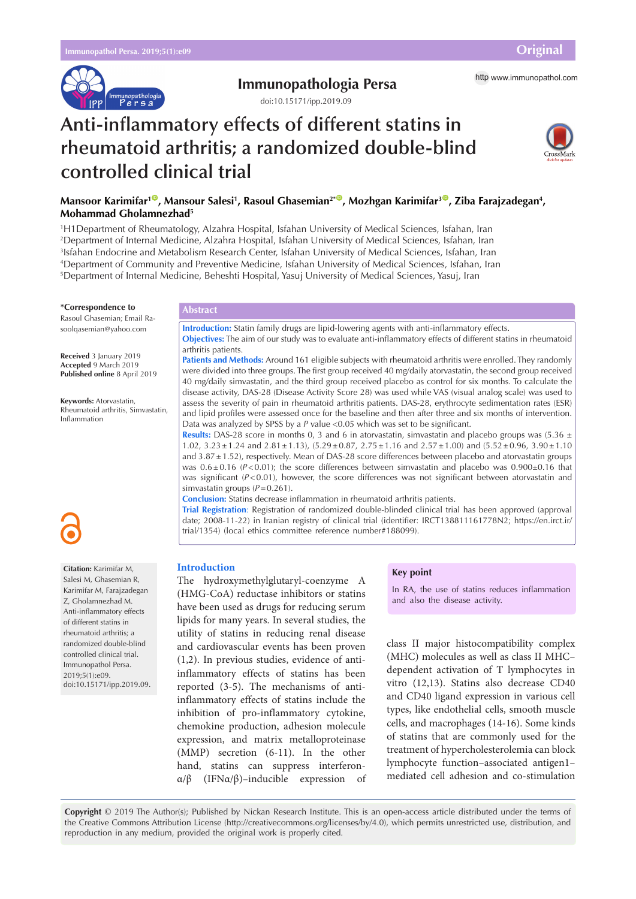# Anti-inflammatory effects of different statins in rheumatoid arthritis; a randomized double-blind controlled clinical trial

**Mansoor Karimifar[1], Mansour Salesi[1], Rasoul Ghasemian[2]*, Mozhgan Karimifar[3], Ziba Farajzadegan[4], Mohammad Gholamnezhad[5]**

[1]H1Department of Rheumatology, Alzahra Hospital, Isfahan University of Medical Sciences, Isfahan, Iran
[2]Department of Internal Medicine, Alzahra Hospital, Isfahan University of Medical Sciences, Isfahan, Iran
[3]Isfahan Endocrine and Metabolism Research Center, Isfahan University of Medical Sciences, Isfahan, Iran
[4]Department of Community and Preventive Medicine, Isfahan University of Medical Sciences, Isfahan, Iran
[5]Department of Internal Medicine, Beheshti Hospital, Yasuj University of Medical Sciences, Yasuj, Iran

**\*Correspondence to**
Rasoul Ghasemian; Email Rasoolqasemian@yahoo.com

**Received** 3 January 2019
**Accepted** 9 March 2019
**Published online** 8 April 2019

**Keywords:** Atorvastatin, Rheumatoid arthritis, Simvastatin, Inflammation

## Abstract

**Introduction:** Statin family drugs are lipid-lowering agents with anti-inflammatory effects.

**Objectives:** The aim of our study was to evaluate anti-inflammatory effects of different statins in rheumatoid arthritis patients.

**Patients and Methods:** Around 161 eligible subjects with rheumatoid arthritis were enrolled. They randomly were divided into three groups. The first group received 40 mg/daily atorvastatin, the second group received 40 mg/daily simvastatin, and the third group received placebo as control for six months. To calculate the disease activity, DAS-28 (Disease Activity Score 28) was used while VAS (visual analog scale) was used to assess the severity of pain in rheumatoid arthritis patients. DAS-28, erythrocyte sedimentation rates (ESR) and lipid profiles were assessed once for the baseline and then after three and six months of intervention. Data was analyzed by SPSS by a *P* value <0.05 which was set to be significant.

**Results:** DAS-28 score in months 0, 3 and 6 in atorvastatin, simvastatin and placebo groups was (5.36 ± 1.02, 3.23 ± 1.24 and 2.81 ± 1.13), (5.29 ± 0.87, 2.75 ± 1.16 and 2.57 ± 1.00) and (5.52 ± 0.96, 3.90 ± 1.10 and 3.87 ± 1.52), respectively. Mean of DAS-28 score differences between placebo and atorvastatin groups was 0.6 ± 0.16 ($P<0.01$); the score differences between simvastatin and placebo was 0.900 ± 0.16 that was significant ($P<0.01$), however, the score differences was not significant between atorvastatin and simvastatin groups ($P=0.261$).

**Conclusion:** Statins decrease inflammation in rheumatoid arthritis patients.

**Trial Registration**: Registration of randomized double-blinded clinical trial has been approved (approval date; 2008-11-22) in Iranian registry of clinical trial (identifier: IRCT138811161778N2; https://en.irct.ir/trial/1354) (local ethics committee reference number#188099).

**Citation:** Karimifar M, Salesi M, Ghasemian R, Karimifar M, Farajzadegan Z, Gholamnezhad M. Anti-inflammatory effects of different statins in rheumatoid arthritis; a randomized double-blind controlled clinical trial. Immunopathol Persa. 2019;5(1):e09. doi:10.15171/ipp.2019.09.

## Introduction

The hydroxymethylglutaryl-coenzyme A (HMG-CoA) reductase inhibitors or statins have been used as drugs for reducing serum lipids for many years. In several studies, the utility of statins in reducing renal disease and cardiovascular events has been proven (1,2). In previous studies, evidence of anti-inflammatory effects of statins has been reported (3-5). The mechanisms of anti-inflammatory effects of statins include the inhibition of pro-inflammatory cytokine, chemokine production, adhesion molecule expression, and matrix metalloproteinase (MMP) secretion (6-11). In the other hand, statins can suppress interferon-α/β (IFNα/β)–inducible expression of class II major histocompatibility complex (MHC) molecules as well as class II MHC–dependent activation of T lymphocytes in vitro (12,13). Statins also decrease CD40 and CD40 ligand expression in various cell types, like endothelial cells, smooth muscle cells, and macrophages (14-16). Some kinds of statins that are commonly used for the treatment of hypercholesterolemia can block lymphocyte function–associated antigen1–mediated cell adhesion and co-stimulation

**Key point**

In RA, the use of statins reduces inflammation and also the disease activity.

**Copyright** © 2019 The Author(s); Published by Nickan Research Institute. This is an open-access article distributed under the terms of the Creative Commons Attribution License (http://creativecommons.org/licenses/by/4.0), which permits unrestricted use, distribution, and reproduction in any medium, provided the original work is properly cited.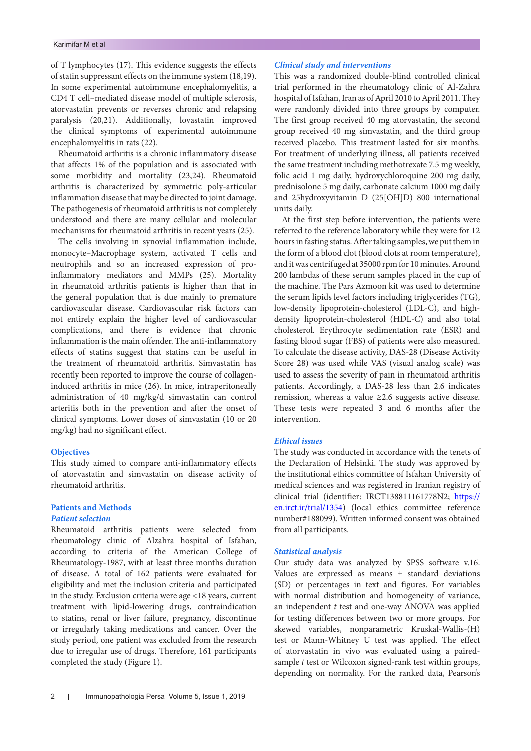of T lymphocytes (17). This evidence suggests the effects of statin suppressant effects on the immune system (18,19). In some experimental autoimmune encephalomyelitis, a CD4 T cell–mediated disease model of multiple sclerosis, atorvastatin prevents or reverses chronic and relapsing paralysis (20,21). Additionally, lovastatin improved the clinical symptoms of experimental autoimmune encephalomyelitis in rats (22).

Rheumatoid arthritis is a chronic inflammatory disease that affects 1% of the population and is associated with some morbidity and mortality (23,24). Rheumatoid arthritis is characterized by symmetric poly-articular inflammation disease that may be directed to joint damage. The pathogenesis of rheumatoid arthritis is not completely understood and there are many cellular and molecular mechanisms for rheumatoid arthritis in recent years (25).

The cells involving in synovial inflammation include, monocyte–Macrophage system, activated T cells and neutrophils and so an increased expression of pro-inflammatory mediators and MMPs (25). Mortality in rheumatoid arthritis patients is higher than that in the general population that is due mainly to premature cardiovascular disease. Cardiovascular risk factors can not entirely explain the higher level of cardiovascular complications, and there is evidence that chronic inflammation is the main offender. The anti-inflammatory effects of statins suggest that statins can be useful in the treatment of rheumatoid arthritis. Simvastatin has recently been reported to improve the course of collagen-induced arthritis in mice (26). In mice, intraperitoneally administration of 40 mg/kg/d simvastatin can control arteritis both in the prevention and after the onset of clinical symptoms. Lower doses of simvastatin (10 or 20 mg/kg) had no significant effect.

## Objectives

This study aimed to compare anti-inflammatory effects of atorvastatin and simvastatin on disease activity of rheumatoid arthritis.

## Patients and Methods

### *Patient selection*

Rheumatoid arthritis patients were selected from rheumatology clinic of Alzahra hospital of Isfahan, according to criteria of the American College of Rheumatology-1987, with at least three months duration of disease. A total of 162 patients were evaluated for eligibility and met the inclusion criteria and participated in the study. Exclusion criteria were age <18 years, current treatment with lipid-lowering drugs, contraindication to statins, renal or liver failure, pregnancy, discontinue or irregularly taking medications and cancer. Over the study period, one patient was excluded from the research due to irregular use of drugs. Therefore, 161 participants completed the study (Figure 1).

### *Clinical study and interventions*

This was a randomized double-blind controlled clinical trial performed in the rheumatology clinic of Al-Zahra hospital of Isfahan, Iran as of April 2010 to April 2011. They were randomly divided into three groups by computer. The first group received 40 mg atorvastatin, the second group received 40 mg simvastatin, and the third group received placebo. This treatment lasted for six months. For treatment of underlying illness, all patients received the same treatment including methotrexate 7.5 mg weekly, folic acid 1 mg daily, hydroxychloroquine 200 mg daily, prednisolone 5 mg daily, carbonate calcium 1000 mg daily and 25hydroxyvitamin D (25[OH]D) 800 international units daily.

At the first step before intervention, the patients were referred to the reference laboratory while they were for 12 hours in fasting status. After taking samples, we put them in the form of a blood clot (blood clots at room temperature), and it was centrifuged at 35000 rpm for 10 minutes. Around 200 lambdas of these serum samples placed in the cup of the machine. The Pars Azmoon kit was used to determine the serum lipids level factors including triglycerides (TG), low-density lipoprotein-cholesterol (LDL-C), and high-density lipoprotein-cholesterol (HDL-C) and also total cholesterol. Erythrocyte sedimentation rate (ESR) and fasting blood sugar (FBS) of patients were also measured. To calculate the disease activity, DAS-28 (Disease Activity Score 28) was used while VAS (visual analog scale) was used to assess the severity of pain in rheumatoid arthritis patients. Accordingly, a DAS-28 less than 2.6 indicates remission, whereas a value ≥2.6 suggests active disease. These tests were repeated 3 and 6 months after the intervention.

### *Ethical issues*

The study was conducted in accordance with the tenets of the Declaration of Helsinki. The study was approved by the institutional ethics committee of Isfahan University of medical sciences and was registered in Iranian registry of clinical trial (identifier: IRCT138811161778N2; https://en.irct.ir/trial/1354) (local ethics committee reference number#188099). Written informed consent was obtained from all participants.

### *Statistical analysis*

Our study data was analyzed by SPSS software v.16. Values are expressed as means ± standard deviations (SD) or percentages in text and figures. For variables with normal distribution and homogeneity of variance, an independent *t* test and one-way ANOVA was applied for testing differences between two or more groups. For skewed variables, nonparametric Kruskal-Wallis-(H) test or Mann-Whitney U test was applied. The effect of atorvastatin in vivo was evaluated using a paired-sample *t* test or Wilcoxon signed-rank test within groups, depending on normality. For the ranked data, Pearson's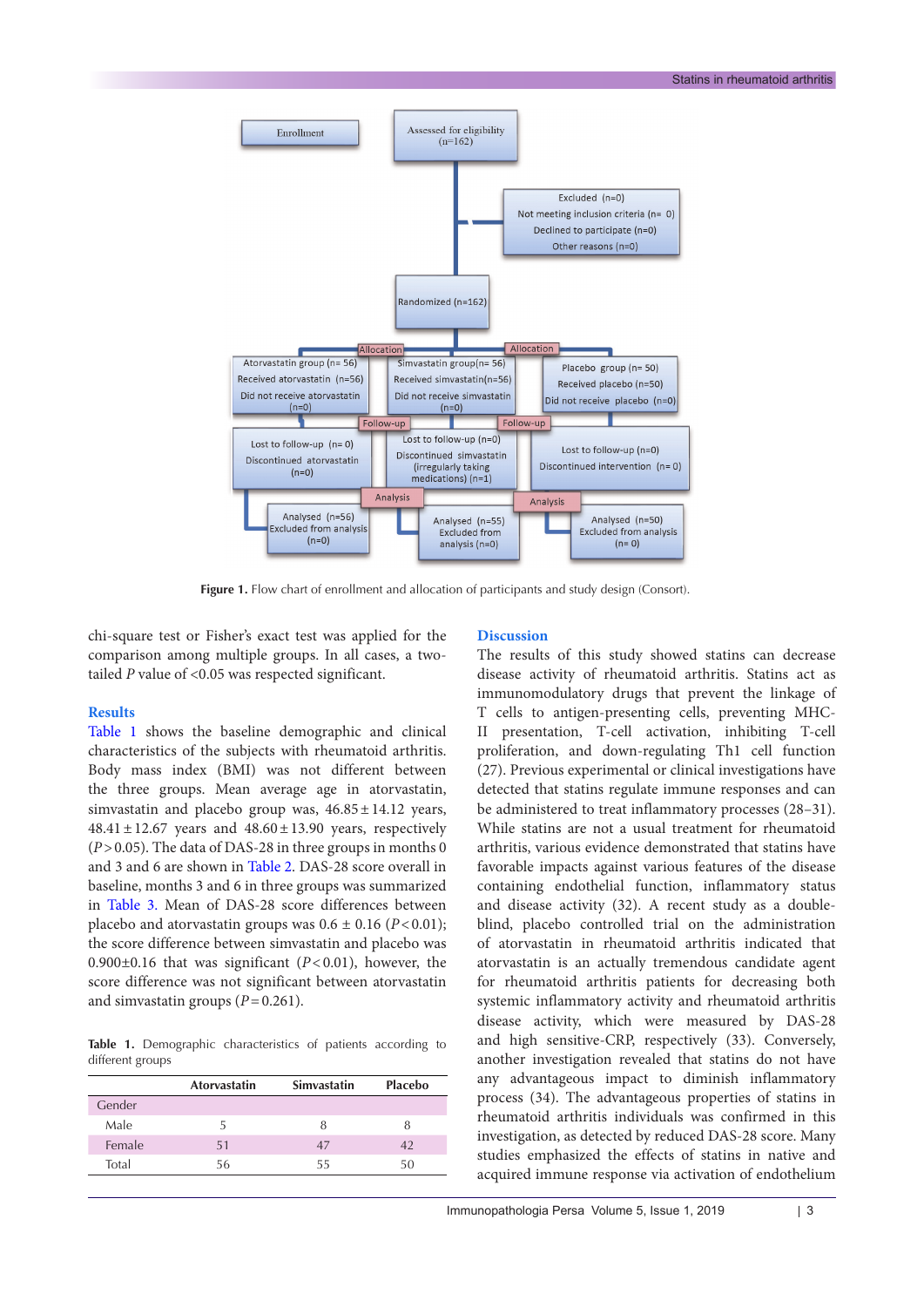Figure 1. Flow chart of enrollment and allocation of participants and study design (Consort).

chi-square test or Fisher's exact test was applied for the comparison among multiple groups. In all cases, a two-tailed *P* value of <0.05 was respected significant.

## Results

Table 1 shows the baseline demographic and clinical characteristics of the subjects with rheumatoid arthritis. Body mass index (BMI) was not different between the three groups. Mean average age in atorvastatin, simvastatin and placebo group was, 46.85 ± 14.12 years, 48.41 ± 12.67 years and 48.60 ± 13.90 years, respectively ($P > 0.05$). The data of DAS-28 in three groups in months 0 and 3 and 6 are shown in Table 2. DAS-28 score overall in baseline, months 3 and 6 in three groups was summarized in Table 3. Mean of DAS-28 score differences between placebo and atorvastatin groups was 0.6 ± 0.16 ($P < 0.01$); the score difference between simvastatin and placebo was 0.900±0.16 that was significant ($P < 0.01$), however, the score difference was not significant between atorvastatin and simvastatin groups ($P = 0.261$).

**Table 1.** Demographic characteristics of patients according to different groups

| | Atorvastatin | Simvastatin | Placebo |
|---|---|---|---|
| Gender | | | |
| Male | 5 | 8 | 8 |
| Female | 51 | 47 | 42 |
| Total | 56 | 55 | 50 |

## Discussion

The results of this study showed statins can decrease disease activity of rheumatoid arthritis. Statins act as immunomodulatory drugs that prevent the linkage of T cells to antigen-presenting cells, preventing MHC-II presentation, T-cell activation, inhibiting T-cell proliferation, and down-regulating Th1 cell function (27). Previous experimental or clinical investigations have detected that statins regulate immune responses and can be administered to treat inflammatory processes (28–31). While statins are not a usual treatment for rheumatoid arthritis, various evidence demonstrated that statins have favorable impacts against various features of the disease containing endothelial function, inflammatory status and disease activity (32). A recent study as a double-blind, placebo controlled trial on the administration of atorvastatin in rheumatoid arthritis indicated that atorvastatin is an actually tremendous candidate agent for rheumatoid arthritis patients for decreasing both systemic inflammatory activity and rheumatoid arthritis disease activity, which were measured by DAS-28 and high sensitive-CRP, respectively (33). Conversely, another investigation revealed that statins do not have any advantageous impact to diminish inflammatory process (34). The advantageous properties of statins in rheumatoid arthritis individuals was confirmed in this investigation, as detected by reduced DAS-28 score. Many studies emphasized the effects of statins in native and acquired immune response via activation of endothelium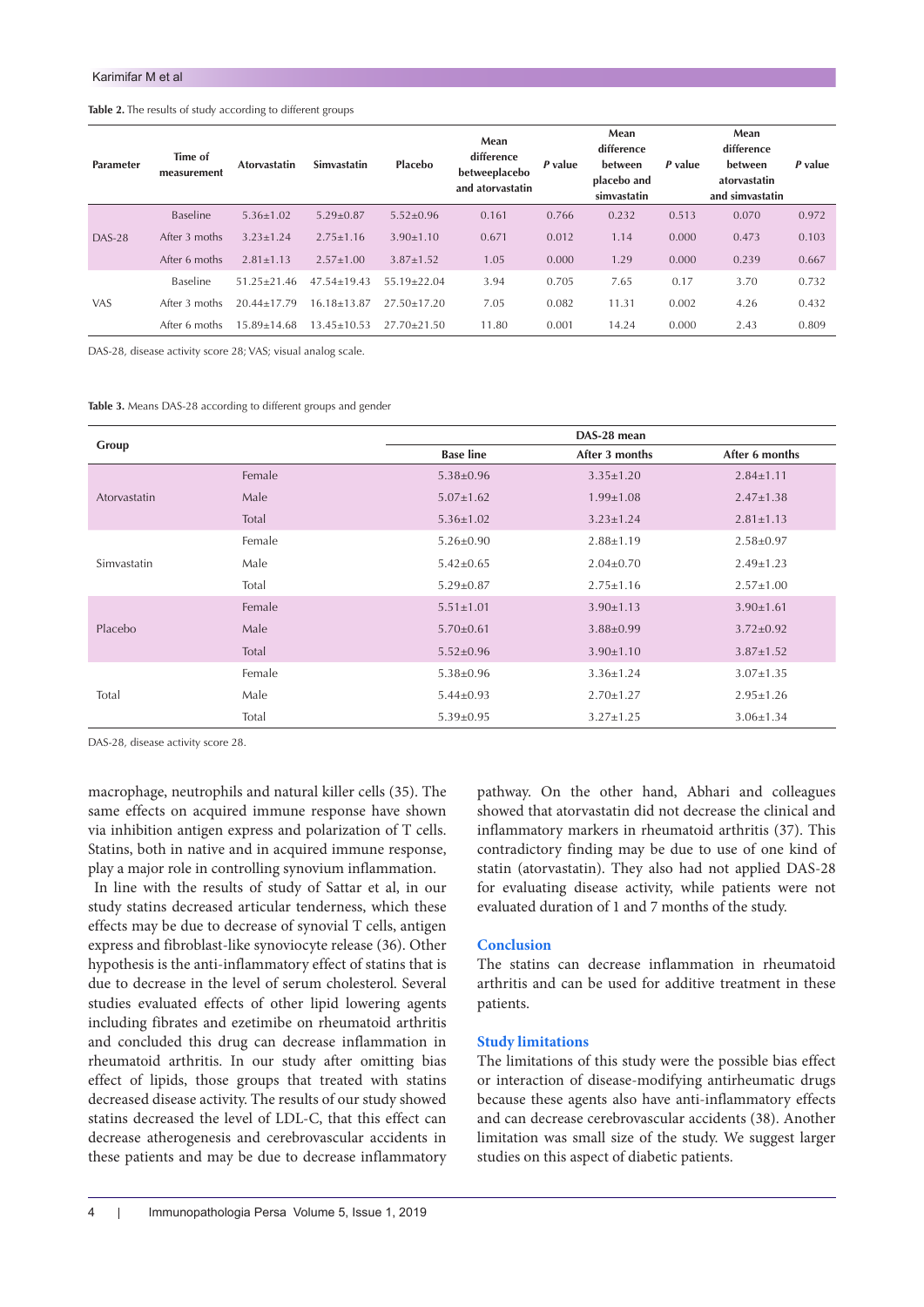**Table 2.** The results of study according to different groups

| Parameter | Time of measurement | Atorvastatin | Simvastatin | Placebo | Mean difference betweeplacebo and atorvastatin | *P* value | Mean difference between placebo and simvastatin | *P* value | Mean difference between atorvastatin and simvastatin | *P* value |
|---|---|---|---|---|---|---|---|---|---|---|
| DAS-28 | Baseline | 5.36±1.02 | 5.29±0.87 | 5.52±0.96 | 0.161 | 0.766 | 0.232 | 0.513 | 0.070 | 0.972 |
| | After 3 moths | 3.23±1.24 | 2.75±1.16 | 3.90±1.10 | 0.671 | 0.012 | 1.14 | 0.000 | 0.473 | 0.103 |
| | After 6 moths | 2.81±1.13 | 2.57±1.00 | 3.87±1.52 | 1.05 | 0.000 | 1.29 | 0.000 | 0.239 | 0.667 |
| VAS | Baseline | 51.25±21.46 | 47.54±19.43 | 55.19±22.04 | 3.94 | 0.705 | 7.65 | 0.17 | 3.70 | 0.732 |
| | After 3 moths | 20.44±17.79 | 16.18±13.87 | 27.50±17.20 | 7.05 | 0.082 | 11.31 | 0.002 | 4.26 | 0.432 |
| | After 6 moths | 15.89±14.68 | 13.45±10.53 | 27.70±21.50 | 11.80 | 0.001 | 14.24 | 0.000 | 2.43 | 0.809 |

DAS-28, disease activity score 28; VAS; visual analog scale.

**Table 3.** Means DAS-28 according to different groups and gender

| Group | | DAS-28 mean | | |
|---|---|---|---|---|
| | | Base line | After 3 months | After 6 months |
| Atorvastatin | Female | 5.38±0.96 | 3.35±1.20 | 2.84±1.11 |
| | Male | 5.07±1.62 | 1.99±1.08 | 2.47±1.38 |
| | Total | 5.36±1.02 | 3.23±1.24 | 2.81±1.13 |
| Simvastatin | Female | 5.26±0.90 | 2.88±1.19 | 2.58±0.97 |
| | Male | 5.42±0.65 | 2.04±0.70 | 2.49±1.23 |
| | Total | 5.29±0.87 | 2.75±1.16 | 2.57±1.00 |
| Placebo | Female | 5.51±1.01 | 3.90±1.13 | 3.90±1.61 |
| | Male | 5.70±0.61 | 3.88±0.99 | 3.72±0.92 |
| | Total | 5.52±0.96 | 3.90±1.10 | 3.87±1.52 |
| Total | Female | 5.38±0.96 | 3.36±1.24 | 3.07±1.35 |
| | Male | 5.44±0.93 | 2.70±1.27 | 2.95±1.26 |
| | Total | 5.39±0.95 | 3.27±1.25 | 3.06±1.34 |

DAS-28, disease activity score 28.

macrophage, neutrophils and natural killer cells (35). The same effects on acquired immune response have shown via inhibition antigen express and polarization of T cells. Statins, both in native and in acquired immune response, play a major role in controlling synovium inflammation.

In line with the results of study of Sattar et al, in our study statins decreased articular tenderness, which these effects may be due to decrease of synovial T cells, antigen express and fibroblast-like synoviocyte release (36). Other hypothesis is the anti-inflammatory effect of statins that is due to decrease in the level of serum cholesterol. Several studies evaluated effects of other lipid lowering agents including fibrates and ezetimibe on rheumatoid arthritis and concluded this drug can decrease inflammation in rheumatoid arthritis. In our study after omitting bias effect of lipids, those groups that treated with statins decreased disease activity. The results of our study showed statins decreased the level of LDL-C, that this effect can decrease atherogenesis and cerebrovascular accidents in these patients and may be due to decrease inflammatory pathway. On the other hand, Abhari and colleagues showed that atorvastatin did not decrease the clinical and inflammatory markers in rheumatoid arthritis (37). This contradictory finding may be due to use of one kind of statin (atorvastatin). They also had not applied DAS-28 for evaluating disease activity, while patients were not evaluated duration of 1 and 7 months of the study.

## Conclusion

The statins can decrease inflammation in rheumatoid arthritis and can be used for additive treatment in these patients.

## Study limitations

The limitations of this study were the possible bias effect or interaction of disease-modifying antirheumatic drugs because these agents also have anti-inflammatory effects and can decrease cerebrovascular accidents (38). Another limitation was small size of the study. We suggest larger studies on this aspect of diabetic patients.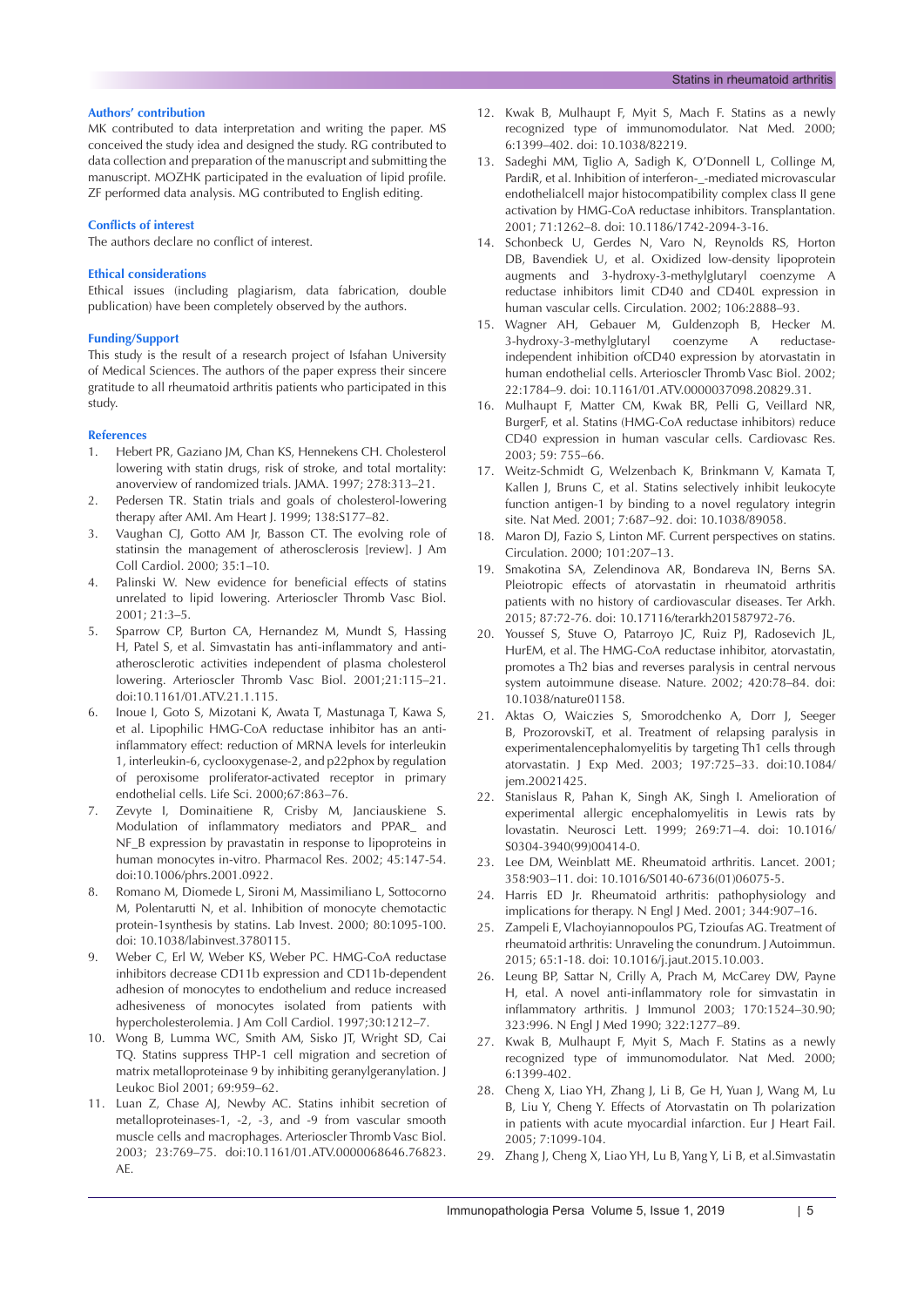### Authors' contribution

MK contributed to data interpretation and writing the paper. MS conceived the study idea and designed the study. RG contributed to data collection and preparation of the manuscript and submitting the manuscript. MOZHK participated in the evaluation of lipid profile. ZF performed data analysis. MG contributed to English editing.

### Conflicts of interest

The authors declare no conflict of interest.

### Ethical considerations

Ethical issues (including plagiarism, data fabrication, double publication) have been completely observed by the authors.

### Funding/Support

This study is the result of a research project of Isfahan University of Medical Sciences. The authors of the paper express their sincere gratitude to all rheumatoid arthritis patients who participated in this study.

### References

1. Hebert PR, Gaziano JM, Chan KS, Hennekens CH. Cholesterol lowering with statin drugs, risk of stroke, and total mortality: anoverview of randomized trials. JAMA. 1997; 278:313–21.
2. Pedersen TR. Statin trials and goals of cholesterol-lowering therapy after AMI. Am Heart J. 1999; 138:S177–82.
3. Vaughan CJ, Gotto AM Jr, Basson CT. The evolving role of statinsin the management of atherosclerosis [review]. J Am Coll Cardiol. 2000; 35:1–10.
4. Palinski W. New evidence for beneficial effects of statins unrelated to lipid lowering. Arterioscler Thromb Vasc Biol. 2001; 21:3–5.
5. Sparrow CP, Burton CA, Hernandez M, Mundt S, Hassing H, Patel S, et al. Simvastatin has anti-inflammatory and anti-atherosclerotic activities independent of plasma cholesterol lowering. Arterioscler Thromb Vasc Biol. 2001;21:115–21. doi:10.1161/01.ATV.21.1.115.
6. Inoue I, Goto S, Mizotani K, Awata T, Mastunaga T, Kawa S, et al. Lipophilic HMG-CoA reductase inhibitor has an anti-inflammatory effect: reduction of MRNA levels for interleukin 1, interleukin-6, cyclooxygenase-2, and p22phox by regulation of peroxisome proliferator-activated receptor in primary endothelial cells. Life Sci. 2000;67:863–76.
7. Zevyte I, Dominaitiene R, Crisby M, Janciauskiene S. Modulation of inflammatory mediators and PPAR_ and NF_B expression by pravastatin in response to lipoproteins in human monocytes in-vitro. Pharmacol Res. 2002; 45:147-54. doi:10.1006/phrs.2001.0922.
8. Romano M, Diomede L, Sironi M, Massimiliano L, Sottocorno M, Polentarutti N, et al. Inhibition of monocyte chemotactic protein-1synthesis by statins. Lab Invest. 2000; 80:1095-100. doi: 10.1038/labinvest.3780115.
9. Weber C, Erl W, Weber KS, Weber PC. HMG-CoA reductase inhibitors decrease CD11b expression and CD11b-dependent adhesion of monocytes to endothelium and reduce increased adhesiveness of monocytes isolated from patients with hypercholesterolemia. J Am Coll Cardiol. 1997;30:1212–7.
10. Wong B, Lumma WC, Smith AM, Sisko JT, Wright SD, Cai TQ. Statins suppress THP-1 cell migration and secretion of matrix metalloproteinase 9 by inhibiting geranylgeranylation. J Leukoc Biol 2001; 69:959–62.
11. Luan Z, Chase AJ, Newby AC. Statins inhibit secretion of metalloproteinases-1, -2, -3, and -9 from vascular smooth muscle cells and macrophages. Arterioscler Thromb Vasc Biol. 2003; 23:769–75. doi:10.1161/01.ATV.0000068646.76823.AE.
12. Kwak B, Mulhaupt F, Myit S, Mach F. Statins as a newly recognized type of immunomodulator. Nat Med. 2000; 6:1399–402. doi: 10.1038/82219.
13. Sadeghi MM, Tiglio A, Sadigh K, O'Donnell L, Collinge M, PardiR, et al. Inhibition of interferon-_-mediated microvascular endothelialcell major histocompatibility complex class II gene activation by HMG-CoA reductase inhibitors. Transplantation. 2001; 71:1262–8. doi: 10.1186/1742-2094-3-16.
14. Schonbeck U, Gerdes N, Varo N, Reynolds RS, Horton DB, Bavendiek U, et al. Oxidized low-density lipoprotein augments and 3-hydroxy-3-methylglutaryl coenzyme A reductase inhibitors limit CD40 and CD40L expression in human vascular cells. Circulation. 2002; 106:2888–93.
15. Wagner AH, Gebauer M, Guldenzoph B, Hecker M. 3-hydroxy-3-methylglutaryl coenzyme A reductase-independent inhibition ofCD40 expression by atorvastatin in human endothelial cells. Arterioscler Thromb Vasc Biol. 2002; 22:1784–9. doi: 10.1161/01.ATV.0000037098.20829.31.
16. Mulhaupt F, Matter CM, Kwak BR, Pelli G, Veillard NR, BurgerF, et al. Statins (HMG-CoA reductase inhibitors) reduce CD40 expression in human vascular cells. Cardiovasc Res. 2003; 59: 755–66.
17. Weitz-Schmidt G, Welzenbach K, Brinkmann V, Kamata T, Kallen J, Bruns C, et al. Statins selectively inhibit leukocyte function antigen-1 by binding to a novel regulatory integrin site. Nat Med. 2001; 7:687–92. doi: 10.1038/89058.
18. Maron DJ, Fazio S, Linton MF. Current perspectives on statins. Circulation. 2000; 101:207–13.
19. Smakotina SA, Zelendinova AR, Bondareva IN, Berns SA. Pleiotropic effects of atorvastatin in rheumatoid arthritis patients with no history of cardiovascular diseases. Ter Arkh. 2015; 87:72-76. doi: 10.17116/terarkh201587972-76.
20. Youssef S, Stuve O, Patarroyo JC, Ruiz PJ, Radosevich JL, HurEM, et al. The HMG-CoA reductase inhibitor, atorvastatin, promotes a Th2 bias and reverses paralysis in central nervous system autoimmune disease. Nature. 2002; 420:78–84. doi: 10.1038/nature01158.
21. Aktas O, Waiczies S, Smorodchenko A, Dorr J, Seeger B, ProzorovskiT, et al. Treatment of relapsing paralysis in experimentalencephalomyelitis by targeting Th1 cells through atorvastatin. J Exp Med. 2003; 197:725–33. doi:10.1084/jem.20021425.
22. Stanislaus R, Pahan K, Singh AK, Singh I. Amelioration of experimental allergic encephalomyelitis in Lewis rats by lovastatin. Neurosci Lett. 1999; 269:71–4. doi: 10.1016/S0304-3940(99)00414-0.
23. Lee DM, Weinblatt ME. Rheumatoid arthritis. Lancet. 2001; 358:903–11. doi: 10.1016/S0140-6736(01)06075-5.
24. Harris ED Jr. Rheumatoid arthritis: pathophysiology and implications for therapy. N Engl J Med. 2001; 344:907–16.
25. Zampeli E, Vlachoyiannopoulos PG, Tzioufas AG. Treatment of rheumatoid arthritis: Unraveling the conundrum. J Autoimmun. 2015; 65:1-18. doi: 10.1016/j.jaut.2015.10.003.
26. Leung BP, Sattar N, Crilly A, Prach M, McCarey DW, Payne H, etal. A novel anti-inflammatory role for simvastatin in inflammatory arthritis. J Immunol 2003; 170:1524–30.90; 323:996. N Engl J Med 1990; 322:1277–89.
27. Kwak B, Mulhaupt F, Myit S, Mach F. Statins as a newly recognized type of immunomodulator. Nat Med. 2000; 6:1399-402.
28. Cheng X, Liao YH, Zhang J, Li B, Ge H, Yuan J, Wang M, Lu B, Liu Y, Cheng Y. Effects of Atorvastatin on Th polarization in patients with acute myocardial infarction. Eur J Heart Fail. 2005; 7:1099-104.
29. Zhang J, Cheng X, Liao YH, Lu B, Yang Y, Li B, et al.Simvastatin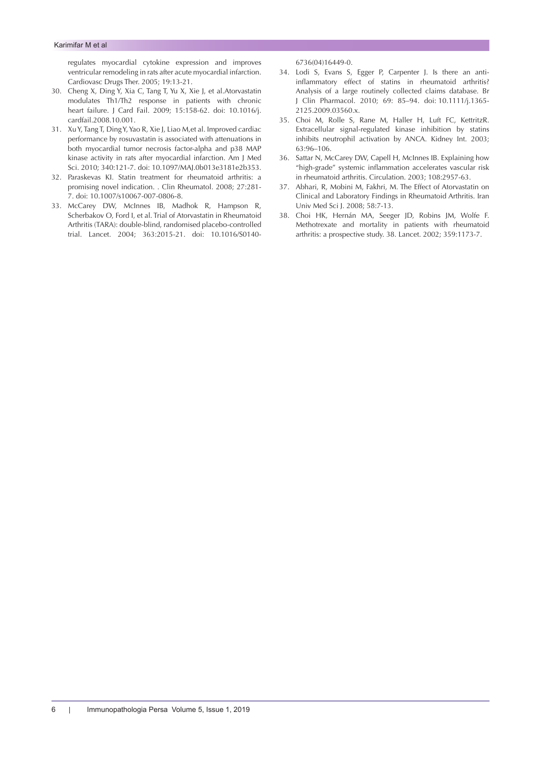regulates myocardial cytokine expression and improves ventricular remodeling in rats after acute myocardial infarction. Cardiovasc Drugs Ther. 2005; 19:13-21.

30. Cheng X, Ding Y, Xia C, Tang T, Yu X, Xie J, et al.Atorvastatin modulates Th1/Th2 response in patients with chronic heart failure. J Card Fail. 2009; 15:158-62. doi: 10.1016/j.cardfail.2008.10.001.
31. Xu Y, Tang T, Ding Y, Yao R, Xie J, Liao M,et al. Improved cardiac performance by rosuvastatin is associated with attenuations in both myocardial tumor necrosis factor-alpha and p38 MAP kinase activity in rats after myocardial infarction. Am J Med Sci. 2010; 340:121-7. doi: 10.1097/MAJ.0b013e3181e2b353.
32. Paraskevas KI. Statin treatment for rheumatoid arthritis: a promising novel indication. . Clin Rheumatol. 2008; 27:281-7. doi: 10.1007/s10067-007-0806-8.
33. McCarey DW, McInnes IB, Madhok R, Hampson R, Scherbakov O, Ford I, et al. Trial of Atorvastatin in Rheumatoid Arthritis (TARA): double-blind, randomised placebo-controlled trial. Lancet. 2004; 363:2015-21. doi: 10.1016/S0140-6736(04)16449-0.
34. Lodi S, Evans S, Egger P, Carpenter J. Is there an anti-inflammatory effect of statins in rheumatoid arthritis? Analysis of a large routinely collected claims database. Br J Clin Pharmacol. 2010; 69: 85–94. doi: 10.1111/j.1365-2125.2009.03560.x.
35. Choi M, Rolle S, Rane M, Haller H, Luft FC, KettritzR. Extracellular signal-regulated kinase inhibition by statins inhibits neutrophil activation by ANCA. Kidney Int. 2003; 63:96–106.
36. Sattar N, McCarey DW, Capell H, McInnes IB. Explaining how "high-grade" systemic inflammation accelerates vascular risk in rheumatoid arthritis. Circulation. 2003; 108:2957-63.
37. Abhari, R, Mobini M, Fakhri, M. The Effect of Atorvastatin on Clinical and Laboratory Findings in Rheumatoid Arthritis. Iran Univ Med Sci J. 2008; 58:7-13.
38. Choi HK, Hernán MA, Seeger JD, Robins JM, Wolfe F. Methotrexate and mortality in patients with rheumatoid arthritis: a prospective study. 38. Lancet. 2002; 359:1173-7.